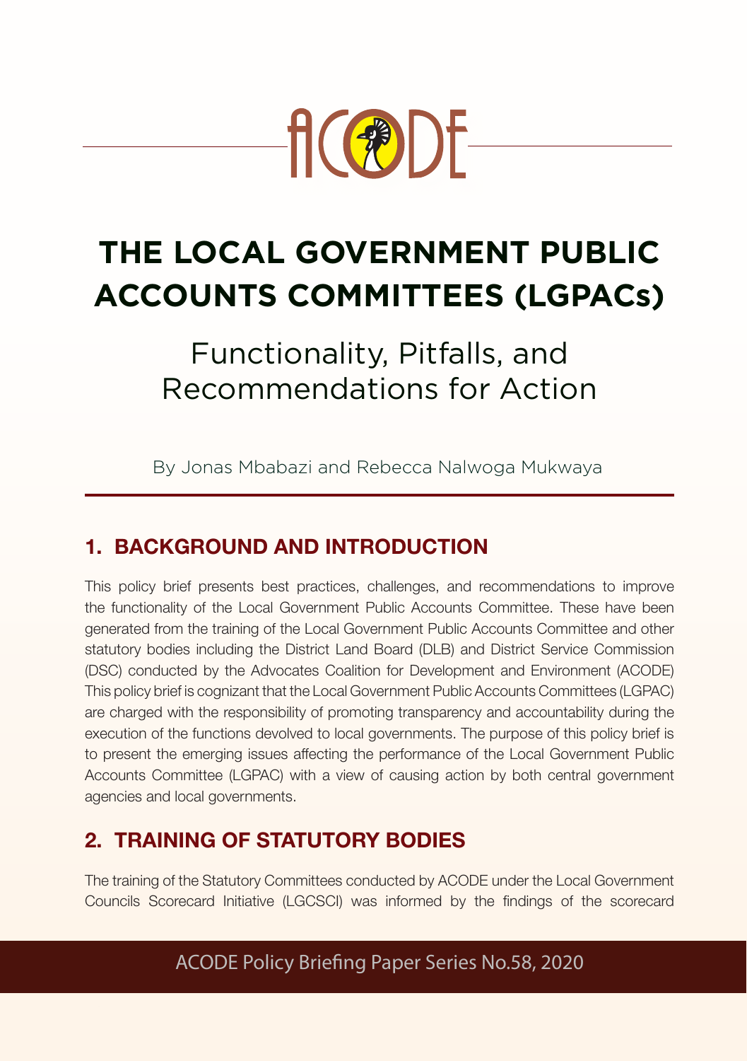ACODE

# THE LOCAL GOVERNMENT PUBLIC ACCOUNTS COMMITTEES (LGPACs)

## Functionality, Pitfalls, and Recommendations for Action

By Jonas Mbabazi and Rebecca Nalwoga Mukwaya

## 1. BACKGROUND AND INTRODUCTION

This policy brief presents best practices, challenges, and recommendations to improve the functionality of the Local Government Public Accounts Committee. These have been generated from the training of the Local Government Public Accounts Committee and other statutory bodies including the District Land Board (DLB) and District Service Commission (DSC) conducted by the Advocates Coalition for Development and Environment (ACODE) This policy brief is cognizant that the Local Government Public Accounts Committees (LGPAC) are charged with the responsibility of promoting transparency and accountability during the execution of the functions devolved to local governments. The purpose of this policy brief is to present the emerging issues affecting the performance of the Local Government Public Accounts Committee (LGPAC) with a view of causing action by both central government agencies and local governments.

## 2. TRAINING OF STATUTORY BODIES

The training of the Statutory Committees conducted by ACODE under the Local Government Councils Scorecard Initiative (LGCSCI) was informed by the findings of the scorecard

ACODE Policy Briefing Paper Series No.58, 2020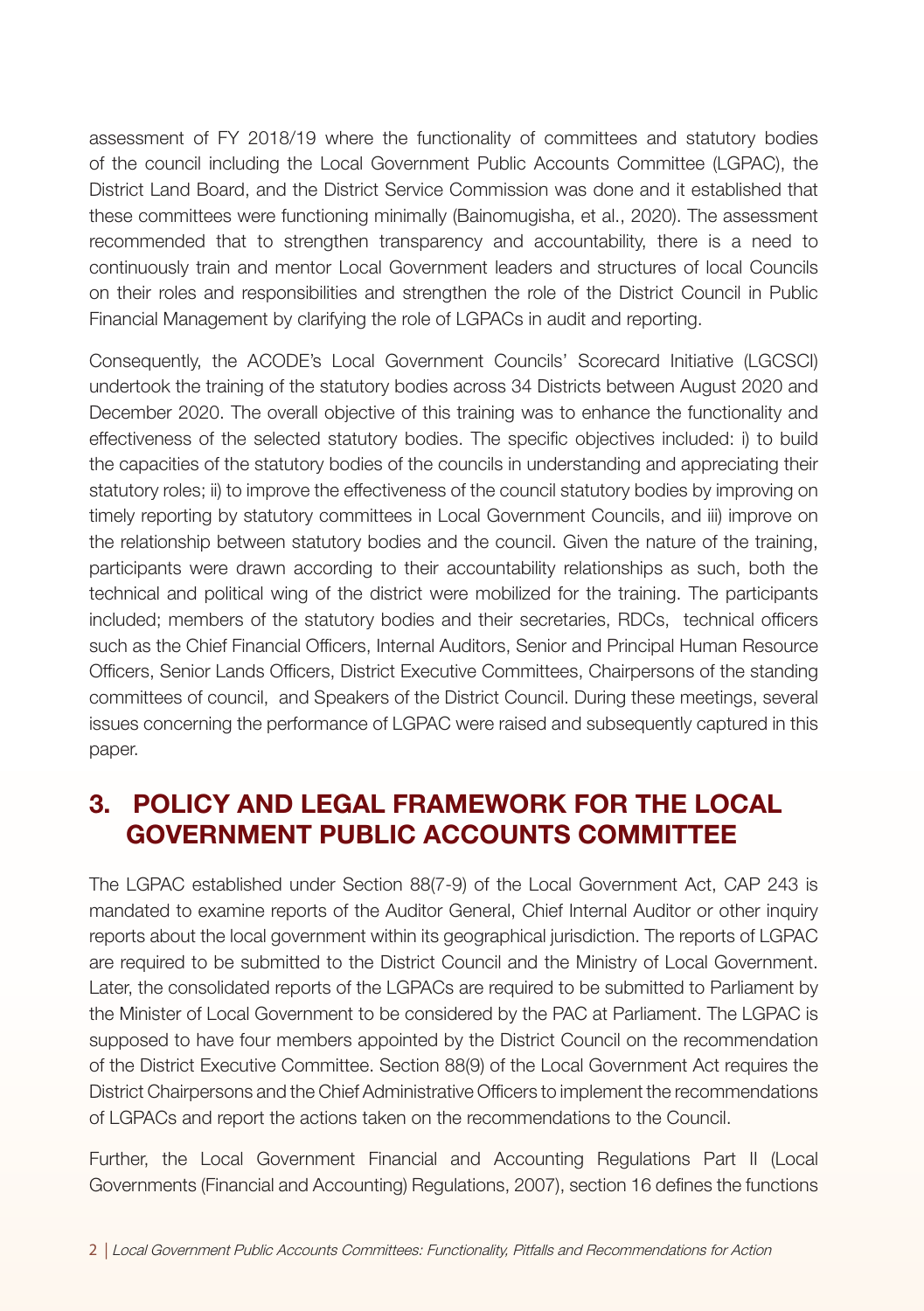assessment of FY 2018/19 where the functionality of committees and statutory bodies of the council including the Local Government Public Accounts Committee (LGPAC), the District Land Board, and the District Service Commission was done and it established that these committees were functioning minimally (Bainomugisha, et al., 2020). The assessment recommended that to strengthen transparency and accountability, there is a need to continuously train and mentor Local Government leaders and structures of local Councils on their roles and responsibilities and strengthen the role of the District Council in Public Financial Management by clarifying the role of LGPACs in audit and reporting.

Consequently, the ACODE's Local Government Councils' Scorecard Initiative (LGCSCI) undertook the training of the statutory bodies across 34 Districts between August 2020 and December 2020. The overall objective of this training was to enhance the functionality and effectiveness of the selected statutory bodies. The specific objectives included: i) to build the capacities of the statutory bodies of the councils in understanding and appreciating their statutory roles; ii) to improve the effectiveness of the council statutory bodies by improving on timely reporting by statutory committees in Local Government Councils, and iii) improve on the relationship between statutory bodies and the council. Given the nature of the training, participants were drawn according to their accountability relationships as such, both the technical and political wing of the district were mobilized for the training. The participants included; members of the statutory bodies and their secretaries, RDCs, technical officers such as the Chief Financial Officers, Internal Auditors, Senior and Principal Human Resource Officers, Senior Lands Officers, District Executive Committees, Chairpersons of the standing committees of council, and Speakers of the District Council. During these meetings, several issues concerning the performance of LGPAC were raised and subsequently captured in this paper.

## 3. POLICY AND LEGAL FRAMEWORK FOR THE LOCAL GOVERNMENT PUBLIC ACCOUNTS COMMITTEE

The LGPAC established under Section 88(7-9) of the Local Government Act, CAP 243 is mandated to examine reports of the Auditor General, Chief Internal Auditor or other inquiry reports about the local government within its geographical jurisdiction. The reports of LGPAC are required to be submitted to the District Council and the Ministry of Local Government. Later, the consolidated reports of the LGPACs are required to be submitted to Parliament by the Minister of Local Government to be considered by the PAC at Parliament. The LGPAC is supposed to have four members appointed by the District Council on the recommendation of the District Executive Committee. Section 88(9) of the Local Government Act requires the District Chairpersons and the Chief Administrative Officers to implement the recommendations of LGPACs and report the actions taken on the recommendations to the Council.

Further, the Local Government Financial and Accounting Regulations Part II (Local Governments (Financial and Accounting) Regulations, 2007), section 16 defines the functions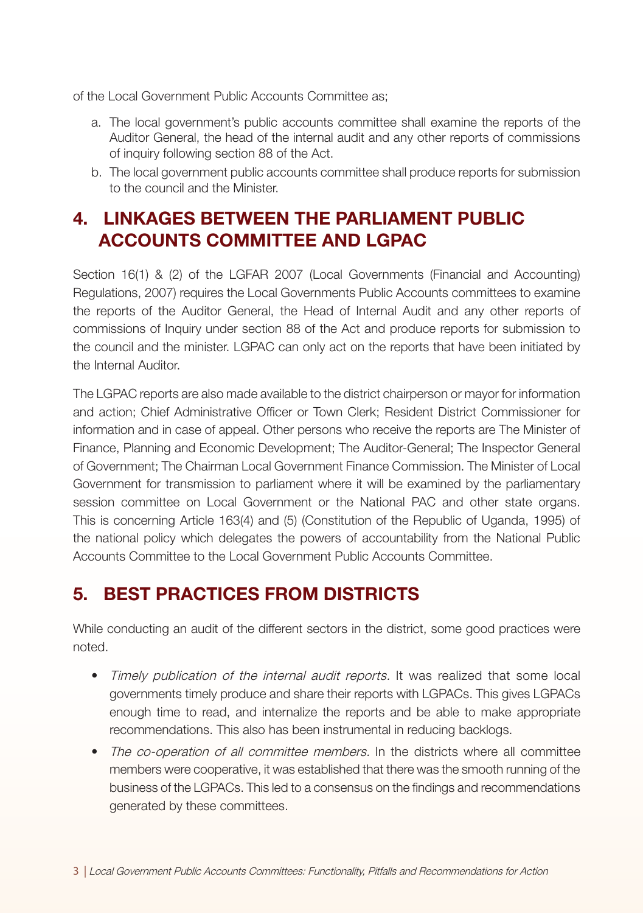of the Local Government Public Accounts Committee as;

a. The local government's public accounts committee shall examine the reports of the Auditor General, the head of the internal audit and any other reports of commissions of inquiry following section 88 of the Act.
b. The local government public accounts committee shall produce reports for submission to the council and the Minister.

## 4. LINKAGES BETWEEN THE PARLIAMENT PUBLIC ACCOUNTS COMMITTEE AND LGPAC

Section 16(1) & (2) of the LGFAR 2007 (Local Governments (Financial and Accounting) Regulations, 2007) requires the Local Governments Public Accounts committees to examine the reports of the Auditor General, the Head of Internal Audit and any other reports of commissions of Inquiry under section 88 of the Act and produce reports for submission to the council and the minister. LGPAC can only act on the reports that have been initiated by the Internal Auditor.

The LGPAC reports are also made available to the district chairperson or mayor for information and action; Chief Administrative Officer or Town Clerk; Resident District Commissioner for information and in case of appeal. Other persons who receive the reports are The Minister of Finance, Planning and Economic Development; The Auditor-General; The Inspector General of Government; The Chairman Local Government Finance Commission. The Minister of Local Government for transmission to parliament where it will be examined by the parliamentary session committee on Local Government or the National PAC and other state organs. This is concerning Article 163(4) and (5) (Constitution of the Republic of Uganda, 1995) of the national policy which delegates the powers of accountability from the National Public Accounts Committee to the Local Government Public Accounts Committee.

## 5. BEST PRACTICES FROM DISTRICTS

While conducting an audit of the different sectors in the district, some good practices were noted.

- *Timely publication of the internal audit reports.* It was realized that some local governments timely produce and share their reports with LGPACs. This gives LGPACs enough time to read, and internalize the reports and be able to make appropriate recommendations. This also has been instrumental in reducing backlogs.
- *The co-operation of all committee members.* In the districts where all committee members were cooperative, it was established that there was the smooth running of the business of the LGPACs. This led to a consensus on the findings and recommendations generated by these committees.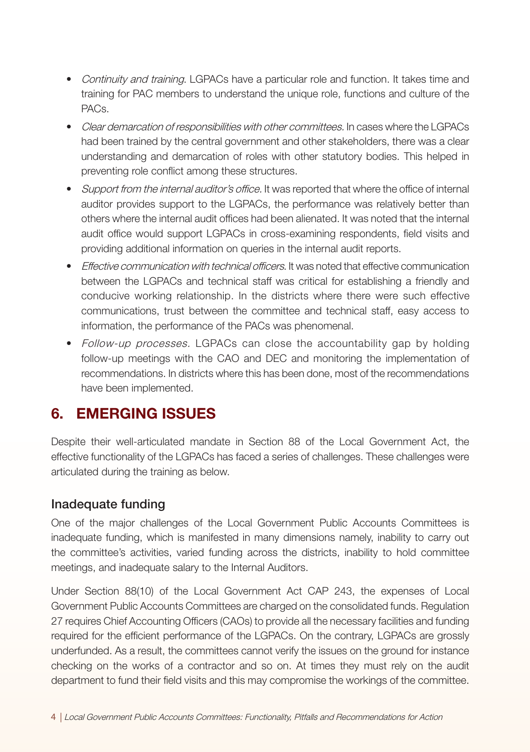- *Continuity and training*. LGPACs have a particular role and function. It takes time and training for PAC members to understand the unique role, functions and culture of the PACs.
- *Clear demarcation of responsibilities with other committees.* In cases where the LGPACs had been trained by the central government and other stakeholders, there was a clear understanding and demarcation of roles with other statutory bodies. This helped in preventing role conflict among these structures.
- *Support from the internal auditor's office.* It was reported that where the office of internal auditor provides support to the LGPACs, the performance was relatively better than others where the internal audit offices had been alienated. It was noted that the internal audit office would support LGPACs in cross-examining respondents, field visits and providing additional information on queries in the internal audit reports.
- *Effective communication with technical officers*. It was noted that effective communication between the LGPACs and technical staff was critical for establishing a friendly and conducive working relationship. In the districts where there were such effective communications, trust between the committee and technical staff, easy access to information, the performance of the PACs was phenomenal.
- *Follow-up processes.* LGPACs can close the accountability gap by holding follow-up meetings with the CAO and DEC and monitoring the implementation of recommendations. In districts where this has been done, most of the recommendations have been implemented.

## 6. EMERGING ISSUES

Despite their well-articulated mandate in Section 88 of the Local Government Act, the effective functionality of the LGPACs has faced a series of challenges. These challenges were articulated during the training as below.

### Inadequate funding

One of the major challenges of the Local Government Public Accounts Committees is inadequate funding, which is manifested in many dimensions namely, inability to carry out the committee's activities, varied funding across the districts, inability to hold committee meetings, and inadequate salary to the Internal Auditors.

Under Section 88(10) of the Local Government Act CAP 243, the expenses of Local Government Public Accounts Committees are charged on the consolidated funds. Regulation 27 requires Chief Accounting Officers (CAOs) to provide all the necessary facilities and funding required for the efficient performance of the LGPACs. On the contrary, LGPACs are grossly underfunded. As a result, the committees cannot verify the issues on the ground for instance checking on the works of a contractor and so on. At times they must rely on the audit department to fund their field visits and this may compromise the workings of the committee.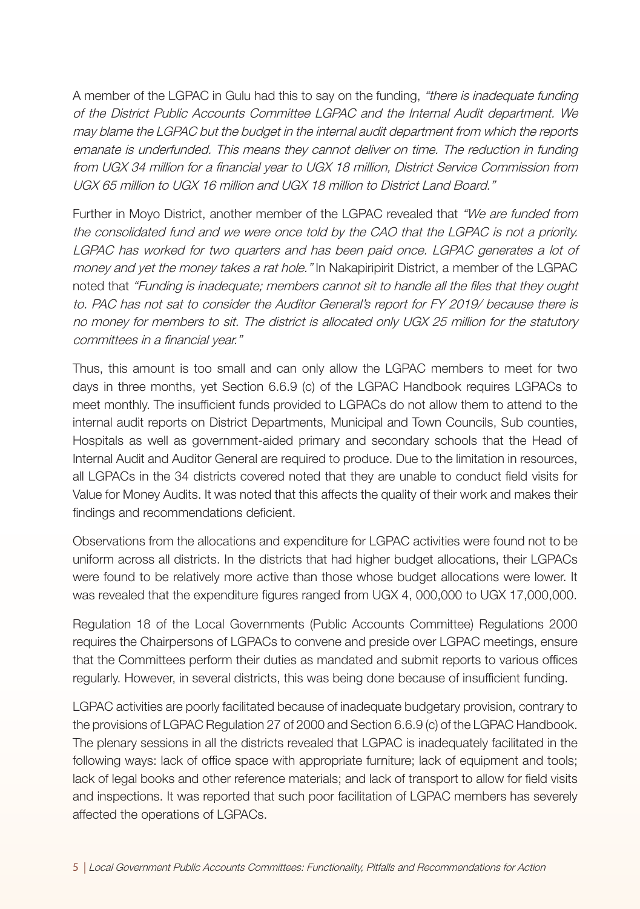A member of the LGPAC in Gulu had this to say on the funding, *"there is inadequate funding of the District Public Accounts Committee LGPAC and the Internal Audit department. We may blame the LGPAC but the budget in the internal audit department from which the reports emanate is underfunded. This means they cannot deliver on time. The reduction in funding from UGX 34 million for a financial year to UGX 18 million, District Service Commission from UGX 65 million to UGX 16 million and UGX 18 million to District Land Board."*

Further in Moyo District, another member of the LGPAC revealed that *"We are funded from the consolidated fund and we were once told by the CAO that the LGPAC is not a priority. LGPAC has worked for two quarters and has been paid once. LGPAC generates a lot of money and yet the money takes a rat hole."* In Nakapiripirit District, a member of the LGPAC noted that *"Funding is inadequate; members cannot sit to handle all the files that they ought to. PAC has not sat to consider the Auditor General's report for FY 2019/ because there is no money for members to sit. The district is allocated only UGX 25 million for the statutory committees in a financial year."*

Thus, this amount is too small and can only allow the LGPAC members to meet for two days in three months, yet Section 6.6.9 (c) of the LGPAC Handbook requires LGPACs to meet monthly. The insufficient funds provided to LGPACs do not allow them to attend to the internal audit reports on District Departments, Municipal and Town Councils, Sub counties, Hospitals as well as government-aided primary and secondary schools that the Head of Internal Audit and Auditor General are required to produce. Due to the limitation in resources, all LGPACs in the 34 districts covered noted that they are unable to conduct field visits for Value for Money Audits. It was noted that this affects the quality of their work and makes their findings and recommendations deficient.

Observations from the allocations and expenditure for LGPAC activities were found not to be uniform across all districts. In the districts that had higher budget allocations, their LGPACs were found to be relatively more active than those whose budget allocations were lower. It was revealed that the expenditure figures ranged from UGX 4, 000,000 to UGX 17,000,000.

Regulation 18 of the Local Governments (Public Accounts Committee) Regulations 2000 requires the Chairpersons of LGPACs to convene and preside over LGPAC meetings, ensure that the Committees perform their duties as mandated and submit reports to various offices regularly. However, in several districts, this was being done because of insufficient funding.

LGPAC activities are poorly facilitated because of inadequate budgetary provision, contrary to the provisions of LGPAC Regulation 27 of 2000 and Section 6.6.9 (c) of the LGPAC Handbook. The plenary sessions in all the districts revealed that LGPAC is inadequately facilitated in the following ways: lack of office space with appropriate furniture; lack of equipment and tools; lack of legal books and other reference materials; and lack of transport to allow for field visits and inspections. It was reported that such poor facilitation of LGPAC members has severely affected the operations of LGPACs.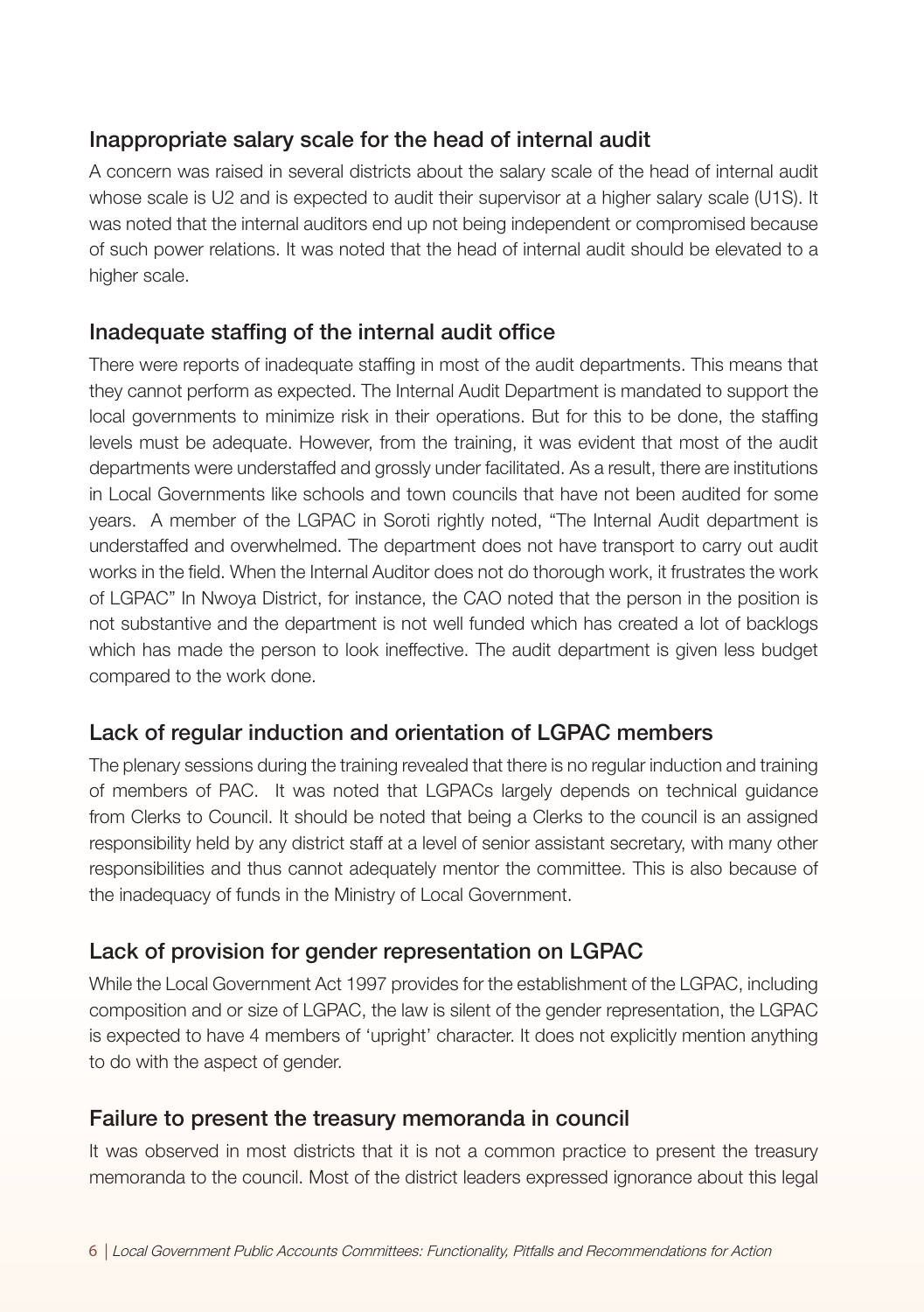## Inappropriate salary scale for the head of internal audit

A concern was raised in several districts about the salary scale of the head of internal audit whose scale is U2 and is expected to audit their supervisor at a higher salary scale (U1S). It was noted that the internal auditors end up not being independent or compromised because of such power relations. It was noted that the head of internal audit should be elevated to a higher scale.

## Inadequate staffing of the internal audit office

There were reports of inadequate staffing in most of the audit departments. This means that they cannot perform as expected. The Internal Audit Department is mandated to support the local governments to minimize risk in their operations. But for this to be done, the staffing levels must be adequate. However, from the training, it was evident that most of the audit departments were understaffed and grossly under facilitated. As a result, there are institutions in Local Governments like schools and town councils that have not been audited for some years. A member of the LGPAC in Soroti rightly noted, "The Internal Audit department is understaffed and overwhelmed. The department does not have transport to carry out audit works in the field. When the Internal Auditor does not do thorough work, it frustrates the work of LGPAC" In Nwoya District, for instance, the CAO noted that the person in the position is not substantive and the department is not well funded which has created a lot of backlogs which has made the person to look ineffective. The audit department is given less budget compared to the work done.

## Lack of regular induction and orientation of LGPAC members

The plenary sessions during the training revealed that there is no regular induction and training of members of PAC. It was noted that LGPACs largely depends on technical guidance from Clerks to Council. It should be noted that being a Clerks to the council is an assigned responsibility held by any district staff at a level of senior assistant secretary, with many other responsibilities and thus cannot adequately mentor the committee. This is also because of the inadequacy of funds in the Ministry of Local Government.

## Lack of provision for gender representation on LGPAC

While the Local Government Act 1997 provides for the establishment of the LGPAC, including composition and or size of LGPAC, the law is silent of the gender representation, the LGPAC is expected to have 4 members of 'upright' character. It does not explicitly mention anything to do with the aspect of gender.

## Failure to present the treasury memoranda in council

It was observed in most districts that it is not a common practice to present the treasury memoranda to the council. Most of the district leaders expressed ignorance about this legal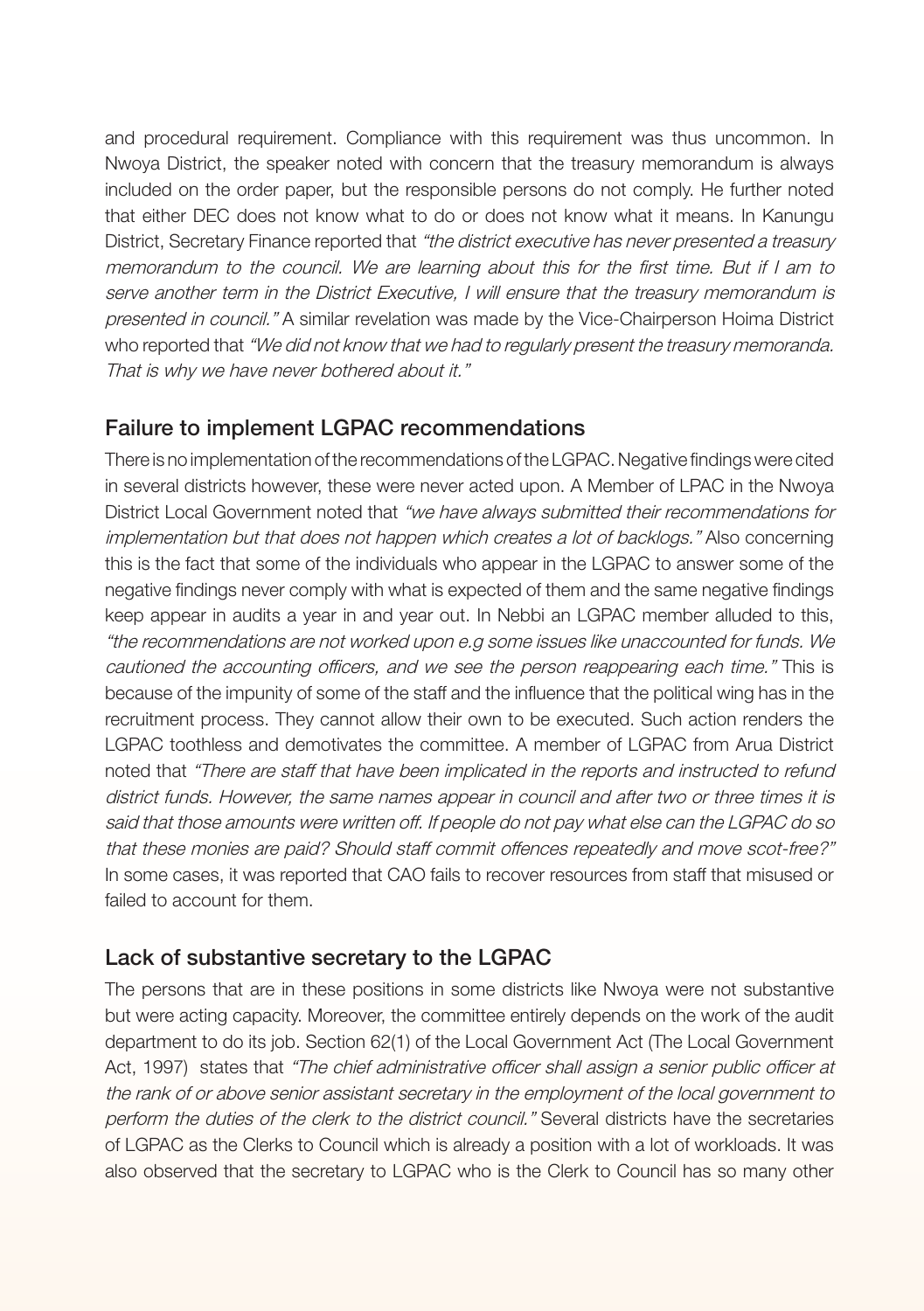and procedural requirement. Compliance with this requirement was thus uncommon. In Nwoya District, the speaker noted with concern that the treasury memorandum is always included on the order paper, but the responsible persons do not comply. He further noted that either DEC does not know what to do or does not know what it means. In Kanungu District, Secretary Finance reported that *"the district executive has never presented a treasury memorandum to the council. We are learning about this for the first time. But if I am to serve another term in the District Executive, I will ensure that the treasury memorandum is presented in council."* A similar revelation was made by the Vice-Chairperson Hoima District who reported that *"We did not know that we had to regularly present the treasury memoranda. That is why we have never bothered about it."*

## Failure to implement LGPAC recommendations

There is no implementation of the recommendations of the LGPAC. Negative findings were cited in several districts however, these were never acted upon. A Member of LPAC in the Nwoya District Local Government noted that *"we have always submitted their recommendations for implementation but that does not happen which creates a lot of backlogs."* Also concerning this is the fact that some of the individuals who appear in the LGPAC to answer some of the negative findings never comply with what is expected of them and the same negative findings keep appear in audits a year in and year out. In Nebbi an LGPAC member alluded to this, *"the recommendations are not worked upon e.g some issues like unaccounted for funds. We cautioned the accounting officers, and we see the person reappearing each time."* This is because of the impunity of some of the staff and the influence that the political wing has in the recruitment process. They cannot allow their own to be executed. Such action renders the LGPAC toothless and demotivates the committee. A member of LGPAC from Arua District noted that *"There are staff that have been implicated in the reports and instructed to refund district funds. However, the same names appear in council and after two or three times it is said that those amounts were written off. If people do not pay what else can the LGPAC do so that these monies are paid? Should staff commit offences repeatedly and move scot-free?"* In some cases, it was reported that CAO fails to recover resources from staff that misused or failed to account for them.

## Lack of substantive secretary to the LGPAC

The persons that are in these positions in some districts like Nwoya were not substantive but were acting capacity. Moreover, the committee entirely depends on the work of the audit department to do its job. Section 62(1) of the Local Government Act (The Local Government Act, 1997) states that *"The chief administrative officer shall assign a senior public officer at the rank of or above senior assistant secretary in the employment of the local government to perform the duties of the clerk to the district council."* Several districts have the secretaries of LGPAC as the Clerks to Council which is already a position with a lot of workloads. It was also observed that the secretary to LGPAC who is the Clerk to Council has so many other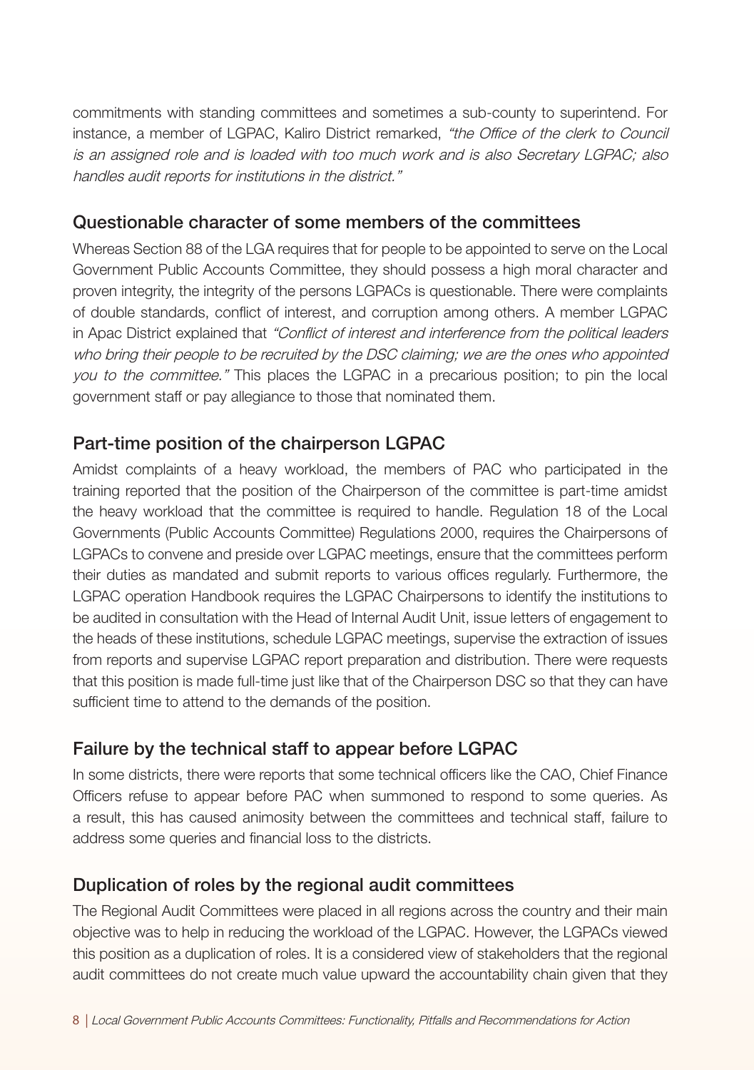commitments with standing committees and sometimes a sub-county to superintend. For instance, a member of LGPAC, Kaliro District remarked, *"the Office of the clerk to Council is an assigned role and is loaded with too much work and is also Secretary LGPAC; also handles audit reports for institutions in the district."*

## Questionable character of some members of the committees

Whereas Section 88 of the LGA requires that for people to be appointed to serve on the Local Government Public Accounts Committee, they should possess a high moral character and proven integrity, the integrity of the persons LGPACs is questionable. There were complaints of double standards, conflict of interest, and corruption among others. A member LGPAC in Apac District explained that *"Conflict of interest and interference from the political leaders who bring their people to be recruited by the DSC claiming; we are the ones who appointed you to the committee."* This places the LGPAC in a precarious position; to pin the local government staff or pay allegiance to those that nominated them.

## Part-time position of the chairperson LGPAC

Amidst complaints of a heavy workload, the members of PAC who participated in the training reported that the position of the Chairperson of the committee is part-time amidst the heavy workload that the committee is required to handle. Regulation 18 of the Local Governments (Public Accounts Committee) Regulations 2000, requires the Chairpersons of LGPACs to convene and preside over LGPAC meetings, ensure that the committees perform their duties as mandated and submit reports to various offices regularly. Furthermore, the LGPAC operation Handbook requires the LGPAC Chairpersons to identify the institutions to be audited in consultation with the Head of Internal Audit Unit, issue letters of engagement to the heads of these institutions, schedule LGPAC meetings, supervise the extraction of issues from reports and supervise LGPAC report preparation and distribution. There were requests that this position is made full-time just like that of the Chairperson DSC so that they can have sufficient time to attend to the demands of the position.

## Failure by the technical staff to appear before LGPAC

In some districts, there were reports that some technical officers like the CAO, Chief Finance Officers refuse to appear before PAC when summoned to respond to some queries. As a result, this has caused animosity between the committees and technical staff, failure to address some queries and financial loss to the districts.

## Duplication of roles by the regional audit committees

The Regional Audit Committees were placed in all regions across the country and their main objective was to help in reducing the workload of the LGPAC. However, the LGPACs viewed this position as a duplication of roles. It is a considered view of stakeholders that the regional audit committees do not create much value upward the accountability chain given that they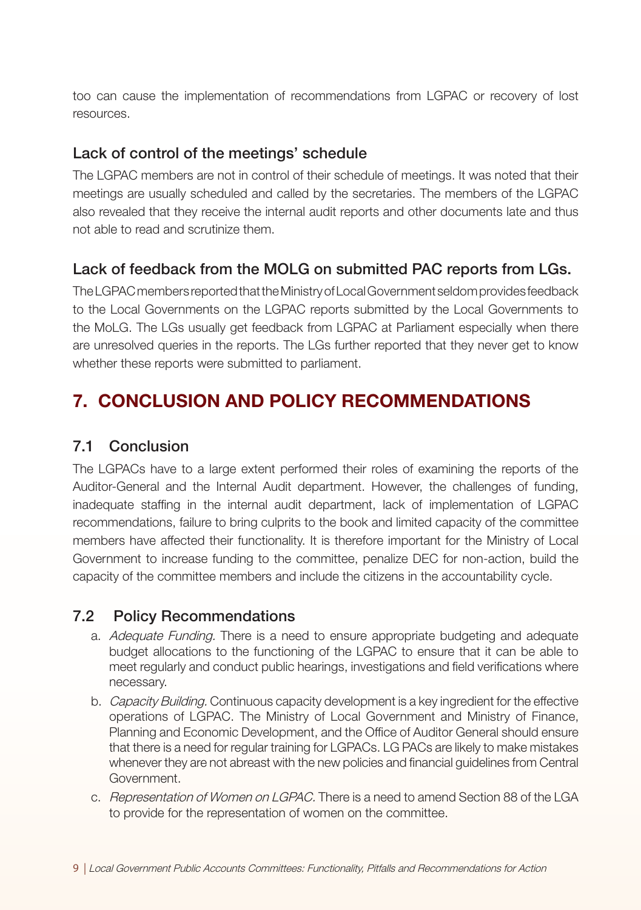too can cause the implementation of recommendations from LGPAC or recovery of lost resources.

### Lack of control of the meetings' schedule

The LGPAC members are not in control of their schedule of meetings. It was noted that their meetings are usually scheduled and called by the secretaries. The members of the LGPAC also revealed that they receive the internal audit reports and other documents late and thus not able to read and scrutinize them.

### Lack of feedback from the MOLG on submitted PAC reports from LGs.

The LGPAC members reported that the Ministry of Local Government seldom provides feedback to the Local Governments on the LGPAC reports submitted by the Local Governments to the MoLG. The LGs usually get feedback from LGPAC at Parliament especially when there are unresolved queries in the reports. The LGs further reported that they never get to know whether these reports were submitted to parliament.

# 7. CONCLUSION AND POLICY RECOMMENDATIONS

## 7.1 Conclusion

The LGPACs have to a large extent performed their roles of examining the reports of the Auditor-General and the Internal Audit department. However, the challenges of funding, inadequate staffing in the internal audit department, lack of implementation of LGPAC recommendations, failure to bring culprits to the book and limited capacity of the committee members have affected their functionality. It is therefore important for the Ministry of Local Government to increase funding to the committee, penalize DEC for non-action, build the capacity of the committee members and include the citizens in the accountability cycle.

## 7.2 Policy Recommendations

a. *Adequate Funding.* There is a need to ensure appropriate budgeting and adequate budget allocations to the functioning of the LGPAC to ensure that it can be able to meet regularly and conduct public hearings, investigations and field verifications where necessary.

b. *Capacity Building.* Continuous capacity development is a key ingredient for the effective operations of LGPAC. The Ministry of Local Government and Ministry of Finance, Planning and Economic Development, and the Office of Auditor General should ensure that there is a need for regular training for LGPACs. LG PACs are likely to make mistakes whenever they are not abreast with the new policies and financial guidelines from Central Government.

c. *Representation of Women on LGPAC.* There is a need to amend Section 88 of the LGA to provide for the representation of women on the committee.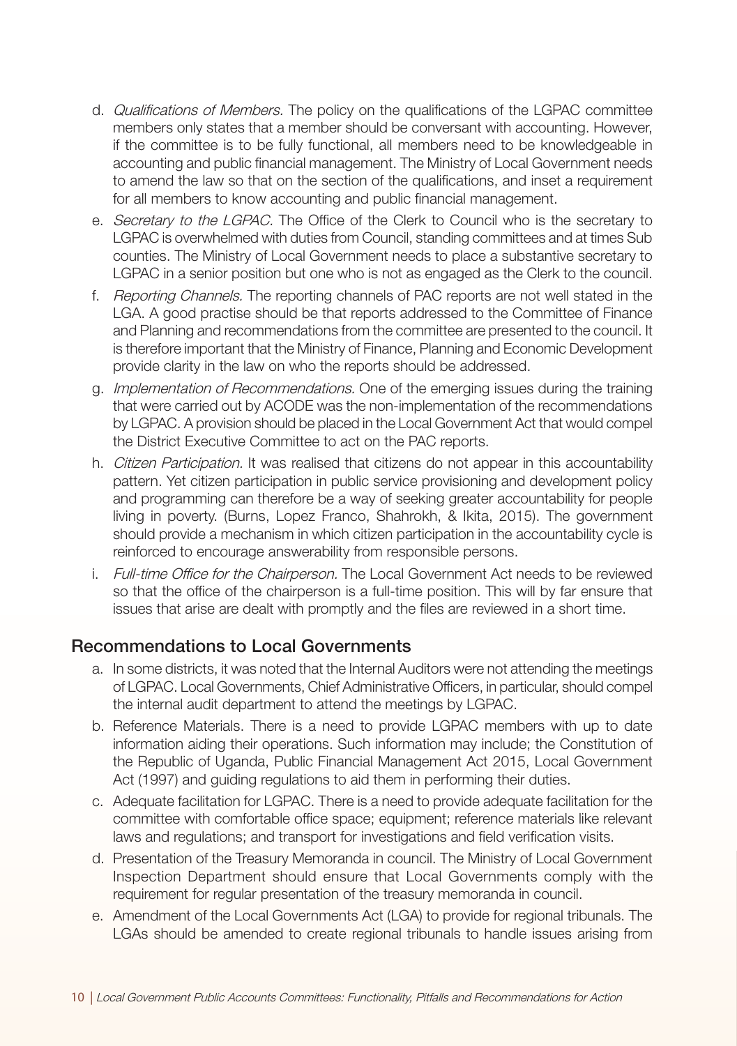d. *Qualifications of Members.* The policy on the qualifications of the LGPAC committee members only states that a member should be conversant with accounting. However, if the committee is to be fully functional, all members need to be knowledgeable in accounting and public financial management. The Ministry of Local Government needs to amend the law so that on the section of the qualifications, and inset a requirement for all members to know accounting and public financial management.

e. *Secretary to the LGPAC.* The Office of the Clerk to Council who is the secretary to LGPAC is overwhelmed with duties from Council, standing committees and at times Sub counties. The Ministry of Local Government needs to place a substantive secretary to LGPAC in a senior position but one who is not as engaged as the Clerk to the council.

f. *Reporting Channels.* The reporting channels of PAC reports are not well stated in the LGA. A good practise should be that reports addressed to the Committee of Finance and Planning and recommendations from the committee are presented to the council. It is therefore important that the Ministry of Finance, Planning and Economic Development provide clarity in the law on who the reports should be addressed.

g. *Implementation of Recommendations.* One of the emerging issues during the training that were carried out by ACODE was the non-implementation of the recommendations by LGPAC. A provision should be placed in the Local Government Act that would compel the District Executive Committee to act on the PAC reports.

h. *Citizen Participation.* It was realised that citizens do not appear in this accountability pattern. Yet citizen participation in public service provisioning and development policy and programming can therefore be a way of seeking greater accountability for people living in poverty. (Burns, Lopez Franco, Shahrokh, & Ikita, 2015). The government should provide a mechanism in which citizen participation in the accountability cycle is reinforced to encourage answerability from responsible persons.

i. *Full-time Office for the Chairperson.* The Local Government Act needs to be reviewed so that the office of the chairperson is a full-time position. This will by far ensure that issues that arise are dealt with promptly and the files are reviewed in a short time.

## Recommendations to Local Governments

a. In some districts, it was noted that the Internal Auditors were not attending the meetings of LGPAC. Local Governments, Chief Administrative Officers, in particular, should compel the internal audit department to attend the meetings by LGPAC.

b. Reference Materials. There is a need to provide LGPAC members with up to date information aiding their operations. Such information may include; the Constitution of the Republic of Uganda, Public Financial Management Act 2015, Local Government Act (1997) and guiding regulations to aid them in performing their duties.

c. Adequate facilitation for LGPAC. There is a need to provide adequate facilitation for the committee with comfortable office space; equipment; reference materials like relevant laws and regulations; and transport for investigations and field verification visits.

d. Presentation of the Treasury Memoranda in council. The Ministry of Local Government Inspection Department should ensure that Local Governments comply with the requirement for regular presentation of the treasury memoranda in council.

e. Amendment of the Local Governments Act (LGA) to provide for regional tribunals. The LGAs should be amended to create regional tribunals to handle issues arising from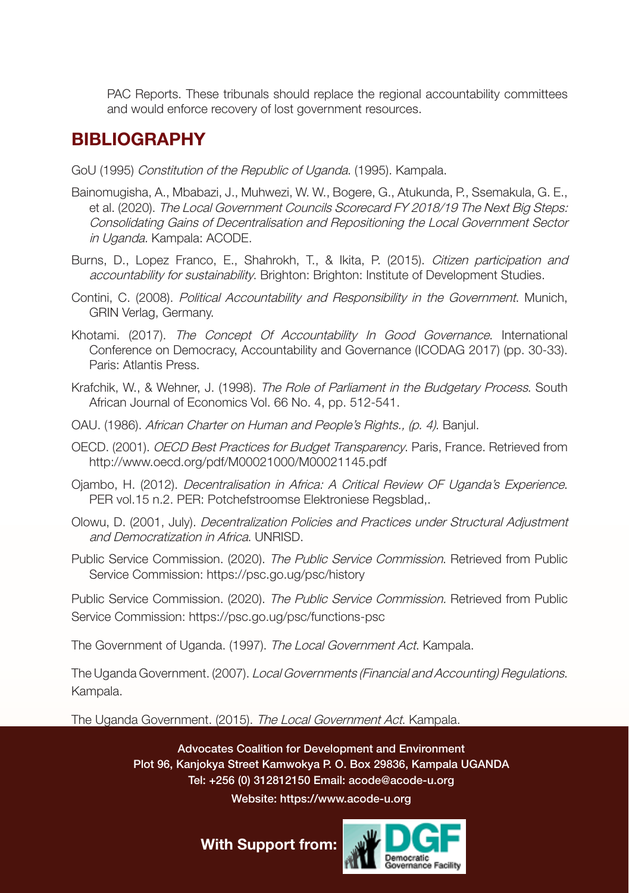PAC Reports. These tribunals should replace the regional accountability committees and would enforce recovery of lost government resources.

## BIBLIOGRAPHY

GoU (1995) *Constitution of the Republic of Uganda*. (1995). Kampala.

Bainomugisha, A., Mbabazi, J., Muhwezi, W. W., Bogere, G., Atukunda, P., Ssemakula, G. E., et al. (2020). *The Local Government Councils Scorecard FY 2018/19 The Next Big Steps: Consolidating Gains of Decentralisation and Repositioning the Local Government Sector in Uganda*. Kampala: ACODE.

Burns, D., Lopez Franco, E., Shahrokh, T., & Ikita, P. (2015). *Citizen participation and accountability for sustainability*. Brighton: Brighton: Institute of Development Studies.

Contini, C. (2008). *Political Accountability and Responsibility in the Government*. Munich, GRIN Verlag, Germany.

Khotami. (2017). *The Concept Of Accountability In Good Governance*. International Conference on Democracy, Accountability and Governance (ICODAG 2017) (pp. 30-33). Paris: Atlantis Press.

Krafchik, W., & Wehner, J. (1998). *The Role of Parliament in the Budgetary Process*. South African Journal of Economics Vol. 66 No. 4, pp. 512-541.

OAU. (1986). *African Charter on Human and People's Rights., (p. 4)*. Banjul.

OECD. (2001). *OECD Best Practices for Budget Transparency*. Paris, France. Retrieved from http://www.oecd.org/pdf/M00021000/M00021145.pdf

Ojambo, H. (2012). *Decentralisation in Africa: A Critical Review OF Uganda's Experience*. PER vol.15 n.2. PER: Potchefstroomse Elektroniese Regsblad,.

Olowu, D. (2001, July). *Decentralization Policies and Practices under Structural Adjustment and Democratization in Africa*. UNRISD.

Public Service Commission. (2020). *The Public Service Commission*. Retrieved from Public Service Commission: https://psc.go.ug/psc/history

Public Service Commission. (2020). *The Public Service Commission*. Retrieved from Public Service Commission: https://psc.go.ug/psc/functions-psc

The Government of Uganda. (1997). *The Local Government Act*. Kampala.

The Uganda Government. (2007). *Local Governments (Financial and Accounting) Regulations*. Kampala.

The Uganda Government. (2015). *The Local Government Act*. Kampala.

**Advocates Coalition for Development and Environment**
**Plot 96, Kanjokya Street Kamwokya P. O. Box 29836, Kampala UGANDA**
**Tel: +256 (0) 312812150 Email: acode@acode-u.org**
**Website: https://www.acode-u.org**

**With Support from:** DGF Democratic Governance Facility